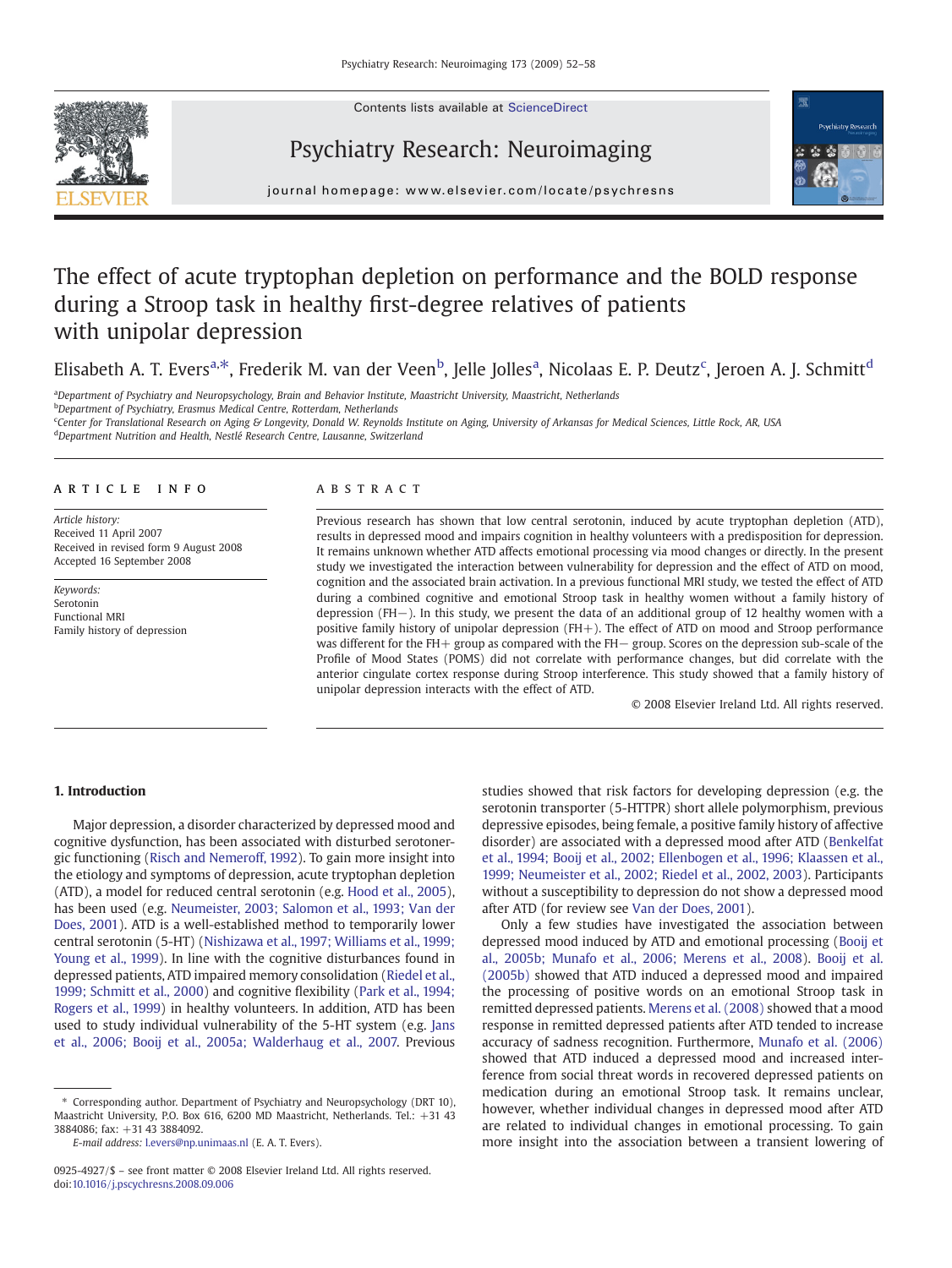# The effect of acute tryptophan depletion on performance and the BOLD response during a Stroop task in healthy first-degree relatives of patients with unipolar depression

Elisabeth A. T. Evers[a,*], Frederik M. van der Veen[b], Jelle Jolles[a], Nicolaas E. P. Deutz[c], Jeroen A. J. Schmitt[d]

[a]Department of Psychiatry and Neuropsychology, Brain and Behavior Institute, Maastricht University, Maastricht, Netherlands
[b]Department of Psychiatry, Erasmus Medical Centre, Rotterdam, Netherlands
[c]Center for Translational Research on Aging & Longevity, Donald W. Reynolds Institute on Aging, University of Arkansas for Medical Sciences, Little Rock, AR, USA
[d]Department Nutrition and Health, Nestlé Research Centre, Lausanne, Switzerland

## ARTICLE INFO

*Article history:*
Received 11 April 2007
Received in revised form 9 August 2008
Accepted 16 September 2008

*Keywords:*
Serotonin
Functional MRI
Family history of depression

## ABSTRACT

Previous research has shown that low central serotonin, induced by acute tryptophan depletion (ATD), results in depressed mood and impairs cognition in healthy volunteers with a predisposition for depression. It remains unknown whether ATD affects emotional processing via mood changes or directly. In the present study we investigated the interaction between vulnerability for depression and the effect of ATD on mood, cognition and the associated brain activation. In a previous functional MRI study, we tested the effect of ATD during a combined cognitive and emotional Stroop task in healthy women without a family history of depression (FH−). In this study, we present the data of an additional group of 12 healthy women with a positive family history of unipolar depression (FH+). The effect of ATD on mood and Stroop performance was different for the FH+ group as compared with the FH− group. Scores on the depression sub-scale of the Profile of Mood States (POMS) did not correlate with performance changes, but did correlate with the anterior cingulate cortex response during Stroop interference. This study showed that a family history of unipolar depression interacts with the effect of ATD.

© 2008 Elsevier Ireland Ltd. All rights reserved.

## 1. Introduction

Major depression, a disorder characterized by depressed mood and cognitive dysfunction, has been associated with disturbed serotonergic functioning (Risch and Nemeroff, 1992). To gain more insight into the etiology and symptoms of depression, acute tryptophan depletion (ATD), a model for reduced central serotonin (e.g. Hood et al., 2005), has been used (e.g. Neumeister, 2003; Salomon et al., 1993; Van der Does, 2001). ATD is a well-established method to temporarily lower central serotonin (5-HT) (Nishizawa et al., 1997; Williams et al., 1999; Young et al., 1999). In line with the cognitive disturbances found in depressed patients, ATD impaired memory consolidation (Riedel et al., 1999; Schmitt et al., 2000) and cognitive flexibility (Park et al., 1994; Rogers et al., 1999) in healthy volunteers. In addition, ATD has been used to study individual vulnerability of the 5-HT system (e.g. Jans et al., 2006; Booij et al., 2005a; Walderhaug et al., 2007. Previous studies showed that risk factors for developing depression (e.g. the serotonin transporter (5-HTTPR) short allele polymorphism, previous depressive episodes, being female, a positive family history of affective disorder) are associated with a depressed mood after ATD (Benkelfat et al., 1994; Booij et al., 2002; Ellenbogen et al., 1996; Klaassen et al., 1999; Neumeister et al., 2002; Riedel et al., 2002, 2003). Participants without a susceptibility to depression do not show a depressed mood after ATD (for review see Van der Does, 2001).

Only a few studies have investigated the association between depressed mood induced by ATD and emotional processing (Booij et al., 2005b; Munafo et al., 2006; Merens et al., 2008). Booij et al. (2005b) showed that ATD induced a depressed mood and impaired the processing of positive words on an emotional Stroop task in remitted depressed patients. Merens et al. (2008) showed that a mood response in remitted depressed patients after ATD tended to increase accuracy of sadness recognition. Furthermore, Munafo et al. (2006) showed that ATD induced a depressed mood and increased interference from social threat words in recovered depressed patients on medication during an emotional Stroop task. It remains unclear, however, whether individual changes in depressed mood after ATD are related to individual changes in emotional processing. To gain more insight into the association between a transient lowering of

* Corresponding author. Department of Psychiatry and Neuropsychology (DRT 10), Maastricht University, P.O. Box 616, 6200 MD Maastricht, Netherlands. Tel.: +31 43 3884086; fax: +31 43 3884092.
*E-mail address:* l.evers@np.unimaas.nl (E. A. T. Evers).

0925-4927/$ – see front matter © 2008 Elsevier Ireland Ltd. All rights reserved.
doi:10.1016/j.pscychresns.2008.09.006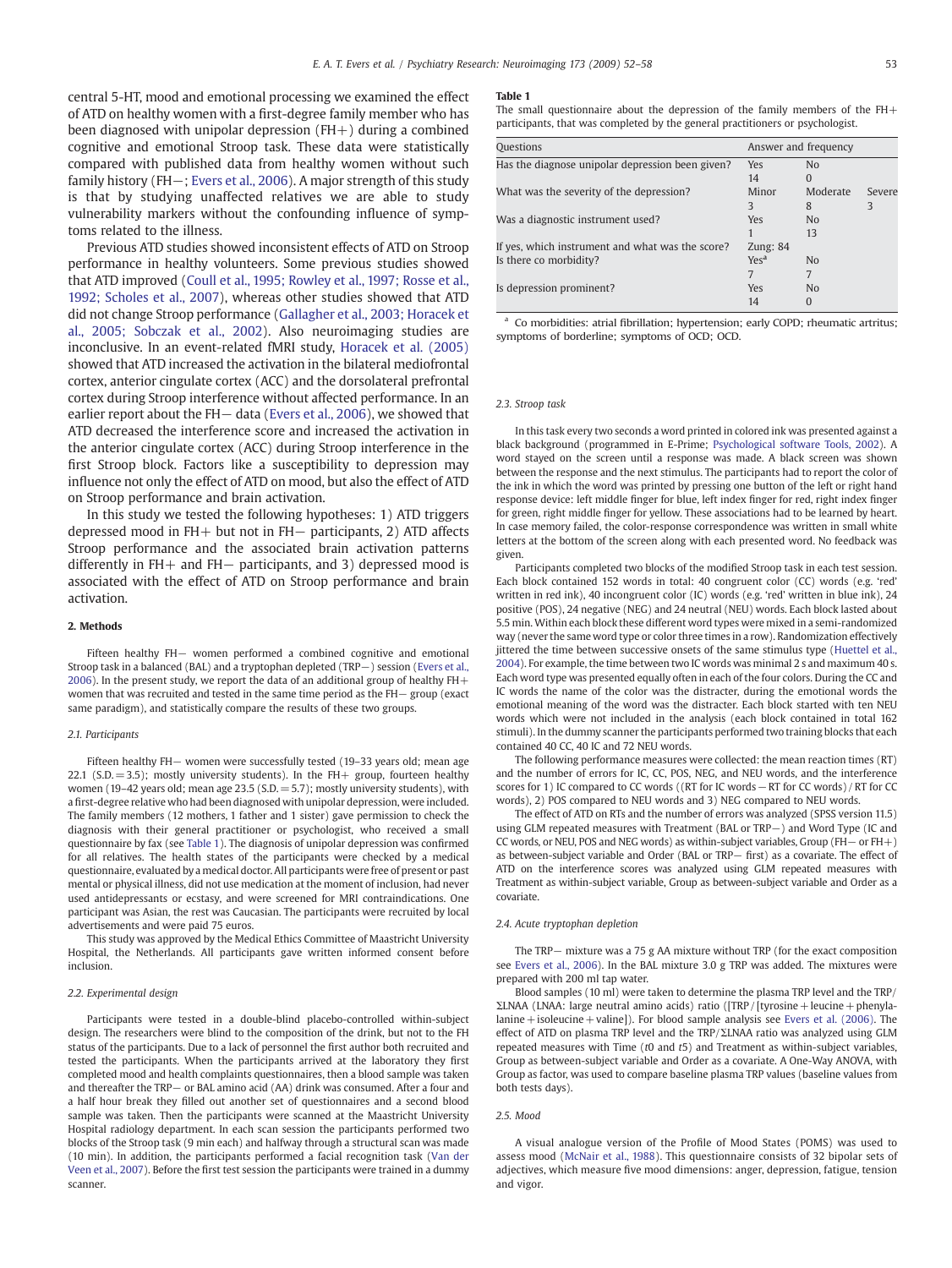central 5-HT, mood and emotional processing we examined the effect of ATD on healthy women with a first-degree family member who has been diagnosed with unipolar depression (FH+) during a combined cognitive and emotional Stroop task. These data were statistically compared with published data from healthy women without such family history (FH−; Evers et al., 2006). A major strength of this study is that by studying unaffected relatives we are able to study vulnerability markers without the confounding influence of symptoms related to the illness.

Previous ATD studies showed inconsistent effects of ATD on Stroop performance in healthy volunteers. Some previous studies showed that ATD improved (Coull et al., 1995; Rowley et al., 1997; Rosse et al., 1992; Scholes et al., 2007), whereas other studies showed that ATD did not change Stroop performance (Gallagher et al., 2003; Horacek et al., 2005; Sobczak et al., 2002). Also neuroimaging studies are inconclusive. In an event-related fMRI study, Horacek et al. (2005) showed that ATD increased the activation in the bilateral mediofrontal cortex, anterior cingulate cortex (ACC) and the dorsolateral prefrontal cortex during Stroop interference without affected performance. In an earlier report about the FH− data (Evers et al., 2006), we showed that ATD decreased the interference score and increased the activation in the anterior cingulate cortex (ACC) during Stroop interference in the first Stroop block. Factors like a susceptibility to depression may influence not only the effect of ATD on mood, but also the effect of ATD on Stroop performance and brain activation.

In this study we tested the following hypotheses: 1) ATD triggers depressed mood in FH+ but not in FH− participants, 2) ATD affects Stroop performance and the associated brain activation patterns differently in FH+ and FH− participants, and 3) depressed mood is associated with the effect of ATD on Stroop performance and brain activation.

## 2. Methods

Fifteen healthy FH− women performed a combined cognitive and emotional Stroop task in a balanced (BAL) and a tryptophan depleted (TRP−) session (Evers et al., 2006). In the present study, we report the data of an additional group of healthy FH+ women that was recruited and tested in the same time period as the FH− group (exact same paradigm), and statistically compare the results of these two groups.

### 2.1. Participants

Fifteen healthy FH− women were successfully tested (19–33 years old; mean age 22.1 (S.D. = 3.5); mostly university students). In the FH+ group, fourteen healthy women (19–42 years old; mean age 23.5 (S.D. = 5.7); mostly university students), with a first-degree relative who had been diagnosed with unipolar depression, were included. The family members (12 mothers, 1 father and 1 sister) gave permission to check the diagnosis with their general practitioner or psychologist, who received a small questionnaire by fax (see Table 1). The diagnosis of unipolar depression was confirmed for all relatives. The health states of the participants were checked by a medical questionnaire, evaluated by a medical doctor. All participants were free of present or past mental or physical illness, did not use medication at the moment of inclusion, had never used antidepressants or ecstasy, and were screened for MRI contraindications. One participant was Asian, the rest was Caucasian. The participants were recruited by local advertisements and were paid 75 euros.

This study was approved by the Medical Ethics Committee of Maastricht University Hospital, the Netherlands. All participants gave written informed consent before inclusion.

### 2.2. Experimental design

Participants were tested in a double-blind placebo-controlled within-subject design. The researchers were blind to the composition of the drink, but not to the FH status of the participants. Due to a lack of personnel the first author both recruited and tested the participants. When the participants arrived at the laboratory they first completed mood and health complaints questionnaires, then a blood sample was taken and thereafter the TRP− or BAL amino acid (AA) drink was consumed. After a four and a half hour break they filled out another set of questionnaires and a second blood sample was taken. Then the participants were scanned at the Maastricht University Hospital radiology department. In each scan session the participants performed two blocks of the Stroop task (9 min each) and halfway through a structural scan was made (10 min). In addition, the participants performed a facial recognition task (Van der Veen et al., 2007). Before the first test session the participants were trained in a dummy scanner.

**Table 1**
The small questionnaire about the depression of the family members of the FH+ participants, that was completed by the general practitioners or psychologist.

| Questions | Answer and frequency | | |
|---|---|---|---|
| Has the diagnose unipolar depression been given? | Yes | No | |
| | 14 | 0 | |
| What was the severity of the depression? | Minor | Moderate | Severe |
| | 3 | 8 | 3 |
| Was a diagnostic instrument used? | Yes | No | |
| | 1 | 13 | |
| If yes, which instrument and what was the score? | Zung: 84 | | |
| Is there co morbidity? | Yes[a] | No | |
| | 7 | 7 | |
| Is depression prominent? | Yes | No | |
| | 14 | 0 | |

[a] Co morbidities: atrial fibrillation; hypertension; early COPD; rheumatic artritus; symptoms of borderline; symptoms of OCD; OCD.

### 2.3. Stroop task

In this task every two seconds a word printed in colored ink was presented against a black background (programmed in E-Prime; Psychological software Tools, 2002). A word stayed on the screen until a response was made. A black screen was shown between the response and the next stimulus. The participants had to report the color of the ink in which the word was printed by pressing one button of the left or right hand response device: left middle finger for blue, left index finger for red, right index finger for green, right middle finger for yellow. These associations had to be learned by heart. In case memory failed, the color-response correspondence was written in small white letters at the bottom of the screen along with each presented word. No feedback was given.

Participants completed two blocks of the modified Stroop task in each test session. Each block contained 152 words in total: 40 congruent color (CC) words (e.g. 'red' written in red ink), 40 incongruent color (IC) words (e.g. 'red' written in blue ink), 24 positive (POS), 24 negative (NEG) and 24 neutral (NEU) words. Each block lasted about 5.5 min. Within each block these different word types were mixed in a semi-randomized way (never the same word type or color three times in a row). Randomization effectively jittered the time between successive onsets of the same stimulus type (Huettel et al., 2004). For example, the time between two IC words was minimal 2 s and maximum 40 s. Each word type was presented equally often in each of the four colors. During the CC and IC words the name of the color was the distracter, during the emotional words the emotional meaning of the word was the distracter. Each block started with ten NEU words which were not included in the analysis (each block contained in total 162 stimuli). In the dummy scanner the participants performed two training blocks that each contained 40 CC, 40 IC and 72 NEU words.

The following performance measures were collected: the mean reaction times (RT) and the number of errors for IC, CC, POS, NEG, and NEU words, and the interference scores for 1) IC compared to CC words ((RT for IC words − RT for CC words) / RT for CC words), 2) POS compared to NEU words and 3) NEG compared to NEU words.

The effect of ATD on RTs and the number of errors was analyzed (SPSS version 11.5) using GLM repeated measures with Treatment (BAL or TRP−) and Word Type (IC and CC words, or NEU, POS and NEG words) as within-subject variables, Group (FH− or FH+) as between-subject variable and Order (BAL or TRP− first) as a covariate. The effect of ATD on the interference scores was analyzed using GLM repeated measures with Treatment as within-subject variable, Group as between-subject variable and Order as a covariate.

### 2.4. Acute tryptophan depletion

The TRP− mixture was a 75 g AA mixture without TRP (for the exact composition see Evers et al., 2006). In the BAL mixture 3.0 g TRP was added. The mixtures were prepared with 200 ml tap water.

Blood samples (10 ml) were taken to determine the plasma TRP level and the TRP/ΣLNAA (LNAA: large neutral amino acids) ratio ([TRP / [tyrosine + leucine + phenylalanine + isoleucine + valine]). For blood sample analysis see Evers et al. (2006). The effect of ATD on plasma TRP level and the TRP/ΣLNAA ratio was analyzed using GLM repeated measures with Time ($t0$ and $t5$) and Treatment as within-subject variables, Group as between-subject variable and Order as a covariate. A One-Way ANOVA, with Group as factor, was used to compare baseline plasma TRP values (baseline values from both tests days).

### 2.5. Mood

A visual analogue version of the Profile of Mood States (POMS) was used to assess mood (McNair et al., 1988). This questionnaire consists of 32 bipolar sets of adjectives, which measure five mood dimensions: anger, depression, fatigue, tension and vigor.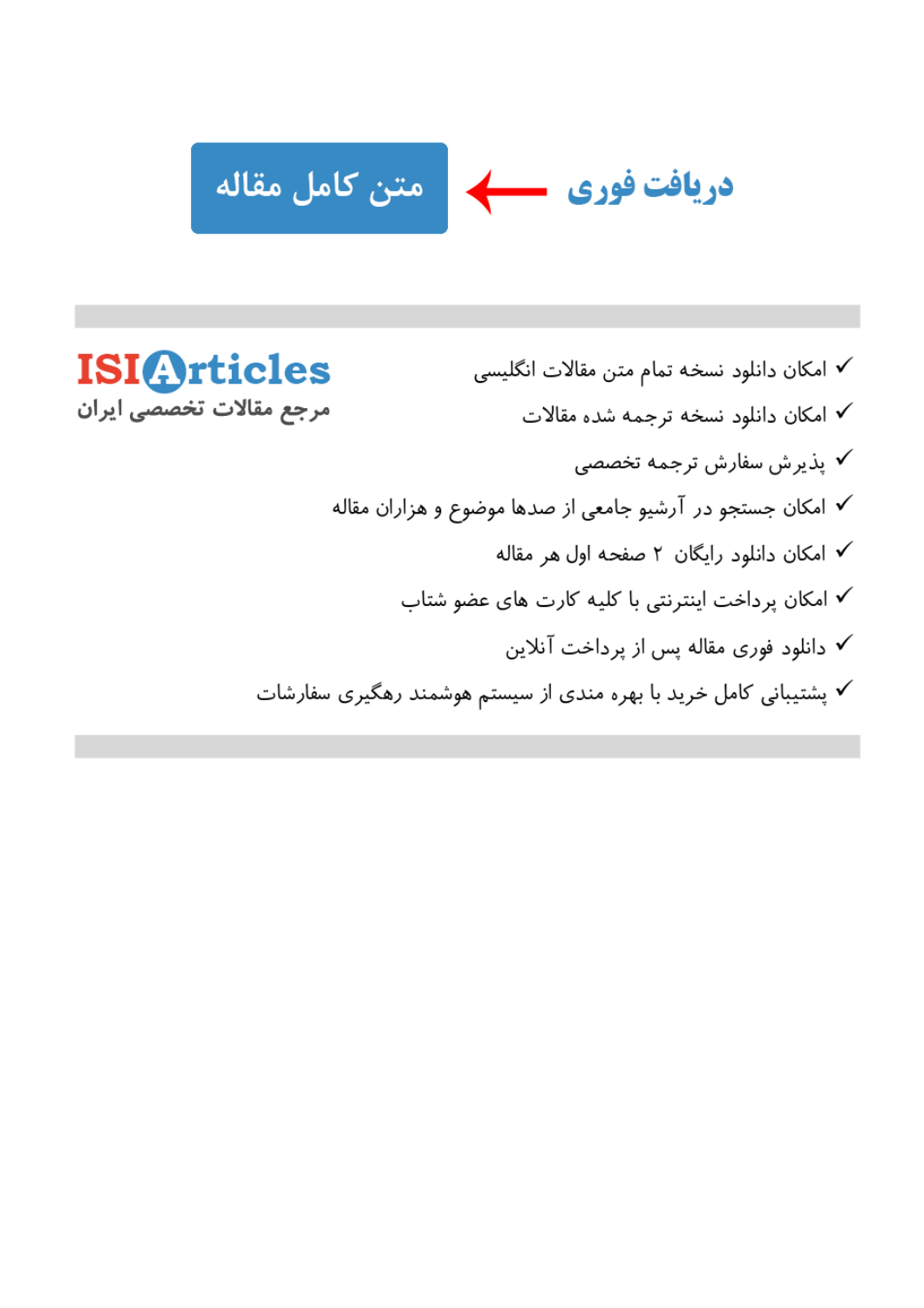دریافت فوری ← متن کامل مقاله

ISIArticles
مرجع مقالات تخصصی ایران

- ✓ امکان دانلود نسخه تمام متن مقالات انگلیسی
- ✓ امکان دانلود نسخه ترجمه شده مقالات
- ✓ پذیرش سفارش ترجمه تخصصی
- ✓ امکان جستجو در آرشیو جامعی از صدها موضوع و هزاران مقاله
- ✓ امکان دانلود رایگان ۲ صفحه اول هر مقاله
- ✓ امکان پرداخت اینترنتی با کلیه کارت های عضو شتاب
- ✓ دانلود فوری مقاله پس از پرداخت آنلاین
- ✓ پشتیبانی کامل خرید با بهره مندی از سیستم هوشمند رهگیری سفارشات